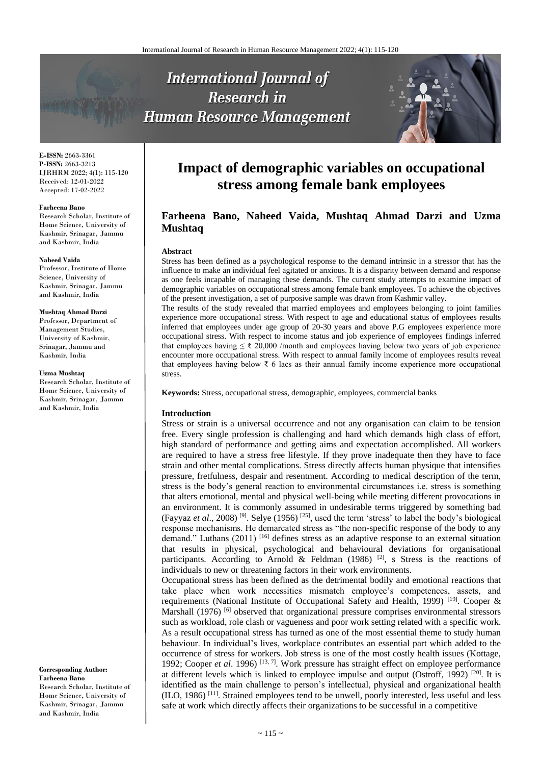# Impact of demographic variables on occupational stress among female bank employees

**Farheena Bano, Naheed Vaida, Mushtaq Ahmad Darzi and Uzma Mushtaq**

**E-ISSN:** 2663-3361
**P-ISSN:** 2663-3213
IJRHRM 2022; 4(1): 115-120
Received: 12-01-2022
Accepted: 17-02-2022

**Farheena Bano**
Research Scholar, Institute of Home Science, University of Kashmir, Srinagar, Jammu and Kashmir, India

**Naheed Vaida**
Professor, Institute of Home Science, University of Kashmir, Srinagar, Jammu and Kashmir, India

**Mushtaq Ahmad Darzi**
Professor, Department of Management Studies, University of Kashmir, Srinagar, Jammu and Kashmir, India

**Uzma Mushtaq**
Research Scholar, Institute of Home Science, University of Kashmir, Srinagar, Jammu and Kashmir, India

**Corresponding Author:**
**Farheena Bano**
Research Scholar, Institute of Home Science, University of Kashmir, Srinagar, Jammu and Kashmir, India

### Abstract

Stress has been defined as a psychological response to the demand intrinsic in a stressor that has the influence to make an individual feel agitated or anxious. It is a disparity between demand and response as one feels incapable of managing these demands. The current study attempts to examine impact of demographic variables on occupational stress among female bank employees. To achieve the objectives of the present investigation, a set of purposive sample was drawn from Kashmir valley.

The results of the study revealed that married employees and employees belonging to joint families experience more occupational stress. With respect to age and educational status of employees results inferred that employees under age group of 20-30 years and above P.G employees experience more occupational stress. With respect to income status and job experience of employees findings inferred that employees having ≤ ₹ 20,000 /month and employees having below two years of job experience encounter more occupational stress. With respect to annual family income of employees results reveal that employees having below ₹ 6 lacs as their annual family income experience more occupational stress.

**Keywords:** Stress, occupational stress, demographic, employees, commercial banks

### Introduction

Stress or strain is a universal occurrence and not any organisation can claim to be tension free. Every single profession is challenging and hard which demands high class of effort, high standard of performance and getting aims and expectation accomplished. All workers are required to have a stress free lifestyle. If they prove inadequate then they have to face strain and other mental complications. Stress directly affects human physique that intensifies pressure, fretfulness, despair and resentment. According to medical description of the term, stress is the body's general reaction to environmental circumstances i.e. stress is something that alters emotional, mental and physical well-being while meeting different provocations in an environment. It is commonly assumed in undesirable terms triggered by something bad (Fayyaz *et al*., 2008) [9]. Selye (1956) [25], used the term 'stress' to label the body's biological response mechanisms. He demarcated stress as "the non-specific response of the body to any demand." Luthans (2011) [16] defines stress as an adaptive response to an external situation that results in physical, psychological and behavioural deviations for organisational participants. According to Arnold & Feldman (1986) [2], s Stress is the reactions of individuals to new or threatening factors in their work environments.

Occupational stress has been defined as the detrimental bodily and emotional reactions that take place when work necessities mismatch employee's competences, assets, and requirements (National Institute of Occupational Safety and Health, 1999) [19]. Cooper & Marshall (1976) [6] observed that organizational pressure comprises environmental stressors such as workload, role clash or vagueness and poor work setting related with a specific work. As a result occupational stress has turned as one of the most essential theme to study human behaviour. In individual's lives, workplace contributes an essential part which added to the occurrence of stress for workers. Job stress is one of the most costly health issues (Kottage, 1992; Cooper *et al*. 1996) [13, 7]. Work pressure has straight effect on employee performance at different levels which is linked to employee impulse and output (Ostroff, 1992) [20]. It is identified as the main challenge to person's intellectual, physical and organizational health (ILO, 1986) [11]. Strained employees tend to be unwell, poorly interested, less useful and less safe at work which directly affects their organizations to be successful in a competitive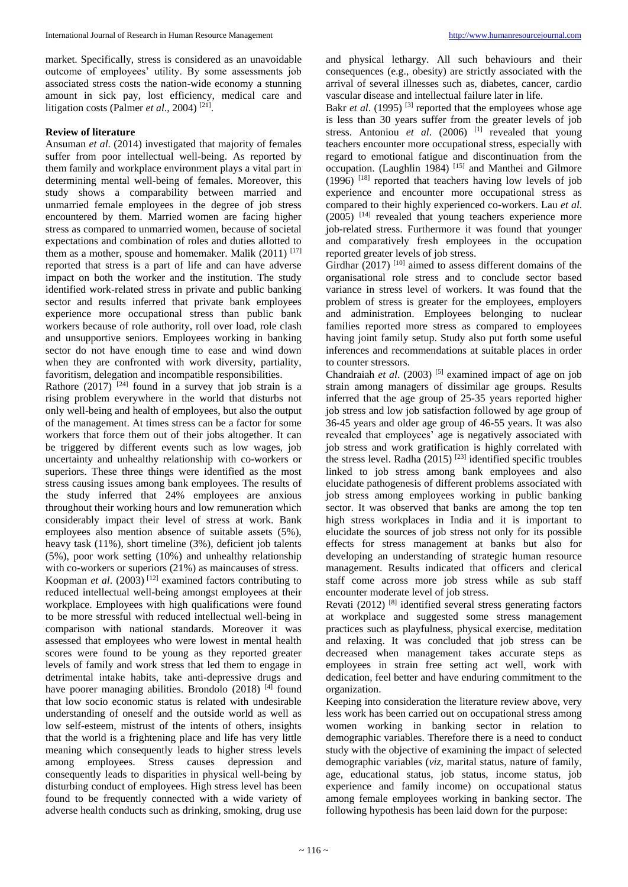market. Specifically, stress is considered as an unavoidable outcome of employees' utility. By some assessments job associated stress costs the nation-wide economy a stunning amount in sick pay, lost efficiency, medical care and litigation costs (Palmer *et al*., 2004) [21].

## Review of literature

Ansuman *et al*. (2014) investigated that majority of females suffer from poor intellectual well-being. As reported by them family and workplace environment plays a vital part in determining mental well-being of females. Moreover, this study shows a comparability between married and unmarried female employees in the degree of job stress encountered by them. Married women are facing higher stress as compared to unmarried women, because of societal expectations and combination of roles and duties allotted to them as a mother, spouse and homemaker. Malik (2011) [17] reported that stress is a part of life and can have adverse impact on both the worker and the institution. The study identified work-related stress in private and public banking sector and results inferred that private bank employees experience more occupational stress than public bank workers because of role authority, roll over load, role clash and unsupportive seniors. Employees working in banking sector do not have enough time to ease and wind down when they are confronted with work diversity, partiality, favoritism, delegation and incompatible responsibilities.

Rathore (2017) [24] found in a survey that job strain is a rising problem everywhere in the world that disturbs not only well-being and health of employees, but also the output of the management. At times stress can be a factor for some workers that force them out of their jobs altogether. It can be triggered by different events such as low wages, job uncertainty and unhealthy relationship with co-workers or superiors. These three things were identified as the most stress causing issues among bank employees. The results of the study inferred that 24% employees are anxious throughout their working hours and low remuneration which considerably impact their level of stress at work. Bank employees also mention absence of suitable assets (5%), heavy task (11%), short timeline (3%), deficient job talents (5%), poor work setting (10%) and unhealthy relationship with co-workers or superiors (21%) as maincauses of stress.

Koopman *et al*. (2003) [12] examined factors contributing to reduced intellectual well-being amongst employees at their workplace. Employees with high qualifications were found to be more stressful with reduced intellectual well-being in comparison with national standards. Moreover it was assessed that employees who were lowest in mental health scores were found to be young as they reported greater levels of family and work stress that led them to engage in detrimental intake habits, take anti-depressive drugs and have poorer managing abilities. Brondolo (2018) [4] found that low socio economic status is related with undesirable understanding of oneself and the outside world as well as low self-esteem, mistrust of the intents of others, insights that the world is a frightening place and life has very little meaning which consequently leads to higher stress levels among employees. Stress causes depression and consequently leads to disparities in physical well-being by disturbing conduct of employees. High stress level has been found to be frequently connected with a wide variety of adverse health conducts such as drinking, smoking, drug use and physical lethargy. All such behaviours and their consequences (e.g., obesity) are strictly associated with the arrival of several illnesses such as, diabetes, cancer, cardio vascular disease and intellectual failure later in life.

Bakr *et al*. (1995) [3] reported that the employees whose age is less than 30 years suffer from the greater levels of job stress. Antoniou *et al*. (2006) [1] revealed that young teachers encounter more occupational stress, especially with regard to emotional fatigue and discontinuation from the occupation. (Laughlin 1984) [15] and Manthei and Gilmore (1996) [18] reported that teachers having low levels of job experience and encounter more occupational stress as compared to their highly experienced co-workers. Lau *et al*. (2005) [14] revealed that young teachers experience more job-related stress. Furthermore it was found that younger and comparatively fresh employees in the occupation reported greater levels of job stress.

Girdhar (2017) [10] aimed to assess different domains of the organisational role stress and to conclude sector based variance in stress level of workers. It was found that the problem of stress is greater for the employees, employers and administration. Employees belonging to nuclear families reported more stress as compared to employees having joint family setup. Study also put forth some useful inferences and recommendations at suitable places in order to counter stressors.

Chandraiah *et al*. (2003) [5] examined impact of age on job strain among managers of dissimilar age groups. Results inferred that the age group of 25-35 years reported higher job stress and low job satisfaction followed by age group of 36-45 years and older age group of 46-55 years. It was also revealed that employees' age is negatively associated with job stress and work gratification is highly correlated with the stress level. Radha (2015) [23] identified specific troubles linked to job stress among bank employees and also elucidate pathogenesis of different problems associated with job stress among employees working in public banking sector. It was observed that banks are among the top ten high stress workplaces in India and it is important to elucidate the sources of job stress not only for its possible effects for stress management at banks but also for developing an understanding of strategic human resource management. Results indicated that officers and clerical staff come across more job stress while as sub staff encounter moderate level of job stress.

Revati (2012) [8] identified several stress generating factors at workplace and suggested some stress management practices such as playfulness, physical exercise, meditation and relaxing. It was concluded that job stress can be decreased when management takes accurate steps as employees in strain free setting act well, work with dedication, feel better and have enduring commitment to the organization.

Keeping into consideration the literature review above, very less work has been carried out on occupational stress among women working in banking sector in relation to demographic variables. Therefore there is a need to conduct study with the objective of examining the impact of selected demographic variables (*viz*, marital status, nature of family, age, educational status, job status, income status, job experience and family income) on occupational status among female employees working in banking sector. The following hypothesis has been laid down for the purpose: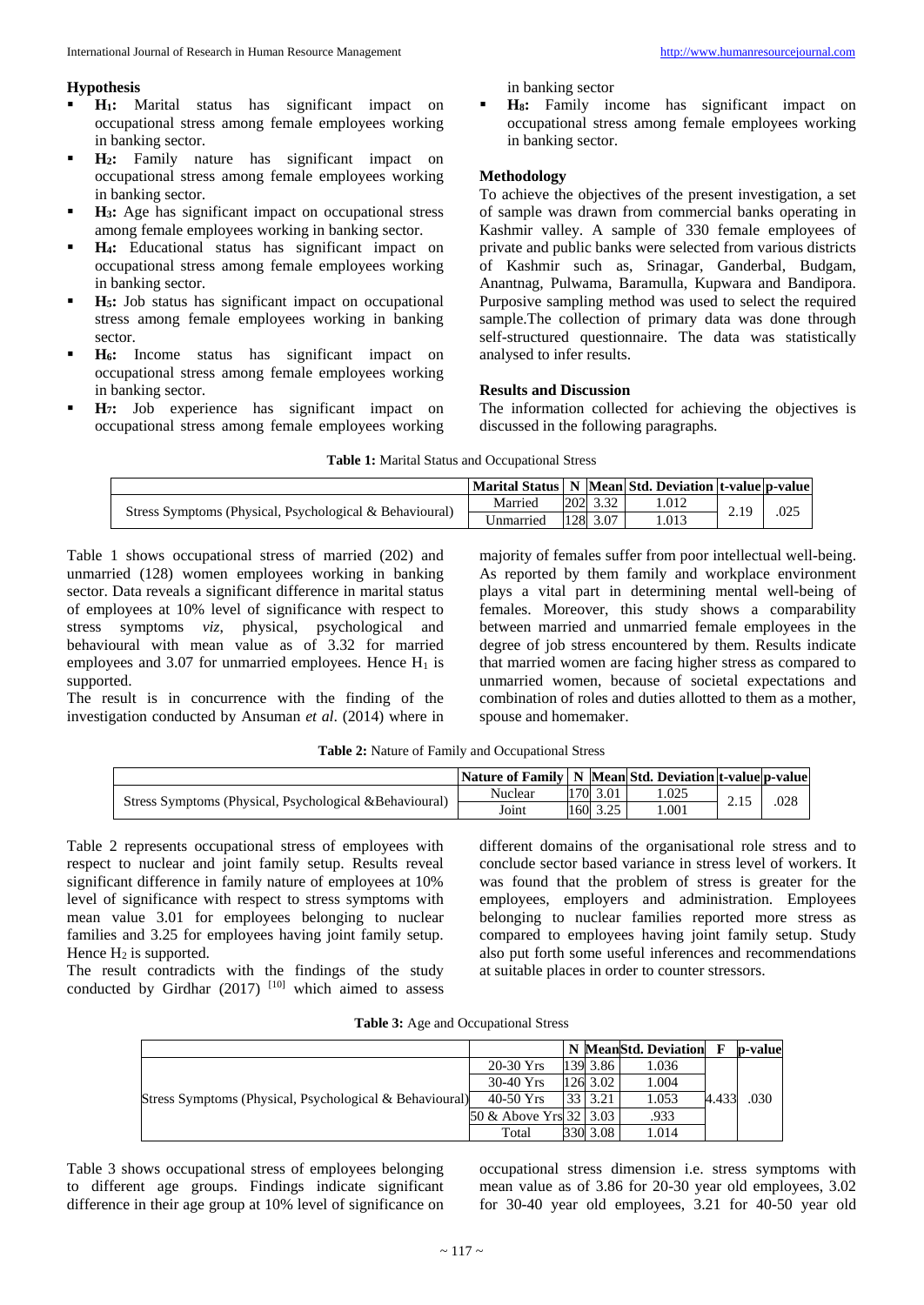## Hypothesis

- **$H_1$:** Marital status has significant impact on occupational stress among female employees working in banking sector.
- **$H_2$:** Family nature has significant impact on occupational stress among female employees working in banking sector.
- **$H_3$:** Age has significant impact on occupational stress among female employees working in banking sector.
- **$H_4$:** Educational status has significant impact on occupational stress among female employees working in banking sector.
- **$H_5$:** Job status has significant impact on occupational stress among female employees working in banking sector.
- **$H_6$:** Income status has significant impact on occupational stress among female employees working in banking sector.
- **$H_7$:** Job experience has significant impact on occupational stress among female employees working in banking sector
- **$H_8$:** Family income has significant impact on occupational stress among female employees working in banking sector.

## Methodology

To achieve the objectives of the present investigation, a set of sample was drawn from commercial banks operating in Kashmir valley. A sample of 330 female employees of private and public banks were selected from various districts of Kashmir such as, Srinagar, Ganderbal, Budgam, Anantnag, Pulwama, Baramulla, Kupwara and Bandipora. Purposive sampling method was used to select the required sample.The collection of primary data was done through self-structured questionnaire. The data was statistically analysed to infer results.

## Results and Discussion

The information collected for achieving the objectives is discussed in the following paragraphs.

**Table 1:** Marital Status and Occupational Stress

| | Marital Status | N | Mean | Std. Deviation | t-value | p-value |
|---|---|---|---|---|---|---|
| Stress Symptoms (Physical, Psychological & Behavioural) | Married | 202 | 3.32 | 1.012 | 2.19 | .025 |
| | Unmarried | 128 | 3.07 | 1.013 | | |

Table 1 shows occupational stress of married (202) and unmarried (128) women employees working in banking sector. Data reveals a significant difference in marital status of employees at 10% level of significance with respect to stress symptoms *viz*, physical, psychological and behavioural with mean value as of 3.32 for married employees and 3.07 for unmarried employees. Hence $H_1$ is supported.

The result is in concurrence with the finding of the investigation conducted by Ansuman *et al*. (2014) where in majority of females suffer from poor intellectual well-being. As reported by them family and workplace environment plays a vital part in determining mental well-being of females. Moreover, this study shows a comparability between married and unmarried female employees in the degree of job stress encountered by them. Results indicate that married women are facing higher stress as compared to unmarried women, because of societal expectations and combination of roles and duties allotted to them as a mother, spouse and homemaker.

**Table 2:** Nature of Family and Occupational Stress

| | Nature of Family | N | Mean | Std. Deviation | t-value | p-value |
|---|---|---|---|---|---|---|
| Stress Symptoms (Physical, Psychological &Behavioural) | Nuclear | 170 | 3.01 | 1.025 | 2.15 | .028 |
| | Joint | 160 | 3.25 | 1.001 | | |

Table 2 represents occupational stress of employees with respect to nuclear and joint family setup. Results reveal significant difference in family nature of employees at 10% level of significance with respect to stress symptoms with mean value 3.01 for employees belonging to nuclear families and 3.25 for employees having joint family setup. Hence $H_2$ is supported.

The result contradicts with the findings of the study conducted by Girdhar (2017) [10] which aimed to assess different domains of the organisational role stress and to conclude sector based variance in stress level of workers. It was found that the problem of stress is greater for the employees, employers and administration. Employees belonging to nuclear families reported more stress as compared to employees having joint family setup. Study also put forth some useful inferences and recommendations at suitable places in order to counter stressors.

**Table 3:** Age and Occupational Stress

| | | N | Mean | Std. Deviation | F | p-value |
|---|---|---|---|---|---|---|
| Stress Symptoms (Physical, Psychological & Behavioural) | 20-30 Yrs | 139 | 3.86 | 1.036 | 4.433 | .030 |
| | 30-40 Yrs | 126 | 3.02 | 1.004 | | |
| | 40-50 Yrs | 33 | 3.21 | 1.053 | | |
| | 50 & Above Yrs | 32 | 3.03 | .933 | | |
| | Total | 330 | 3.08 | 1.014 | | |

Table 3 shows occupational stress of employees belonging to different age groups. Findings indicate significant difference in their age group at 10% level of significance on occupational stress dimension i.e. stress symptoms with mean value as of 3.86 for 20-30 year old employees, 3.02 for 30-40 year old employees, 3.21 for 40-50 year old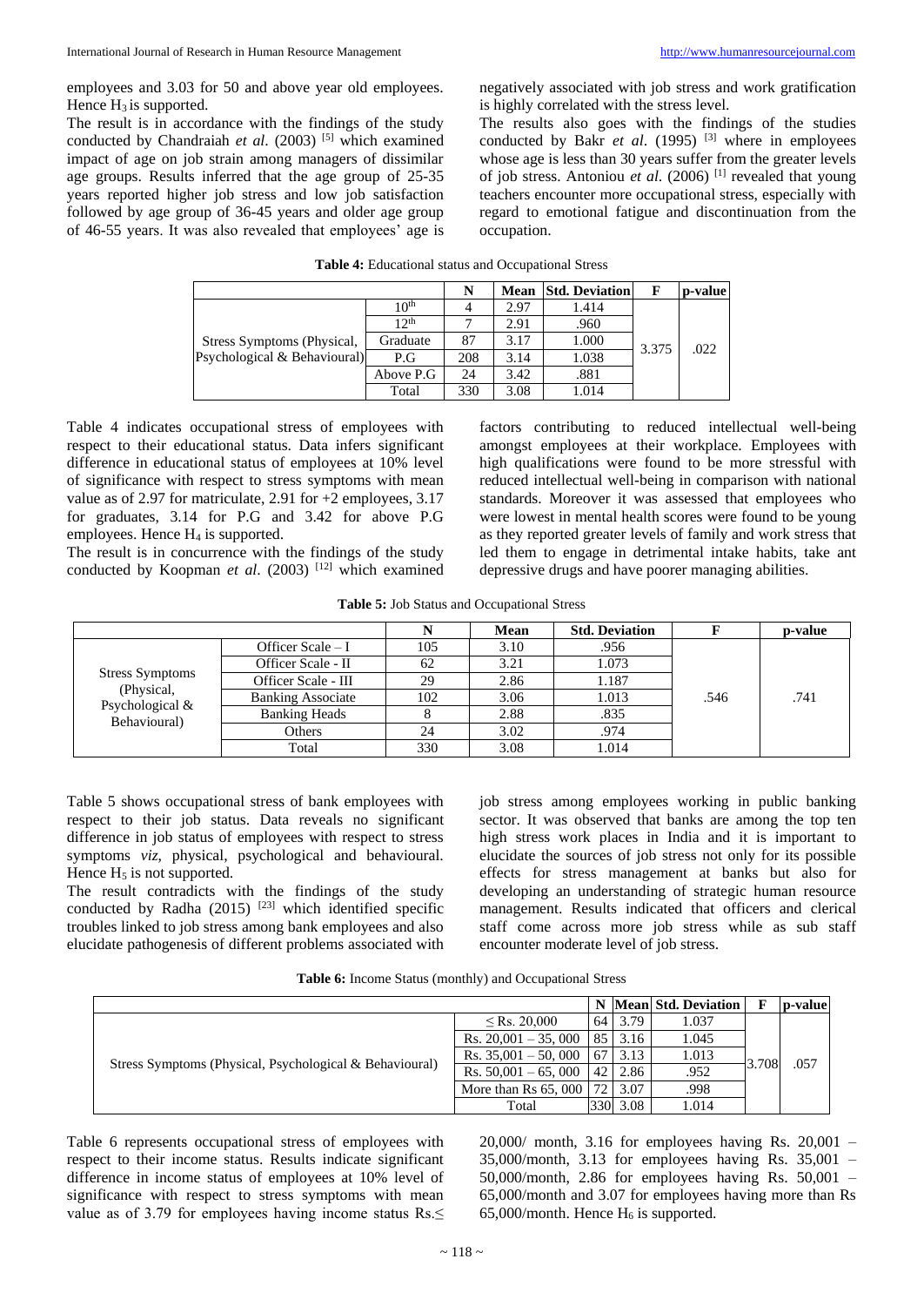employees and 3.03 for 50 and above year old employees. Hence $H_3$ is supported.

The result is in accordance with the findings of the study conducted by Chandraiah *et al*. (2003) [5] which examined impact of age on job strain among managers of dissimilar age groups. Results inferred that the age group of 25-35 years reported higher job stress and low job satisfaction followed by age group of 36-45 years and older age group of 46-55 years. It was also revealed that employees' age is negatively associated with job stress and work gratification is highly correlated with the stress level.

The results also goes with the findings of the studies conducted by Bakr *et al*. (1995) [3] where in employees whose age is less than 30 years suffer from the greater levels of job stress. Antoniou *et al*. (2006) [1] revealed that young teachers encounter more occupational stress, especially with regard to emotional fatigue and discontinuation from the occupation.

**Table 4:** Educational status and Occupational Stress

| | | N | Mean | Std. Deviation | F | p-value |
|---|---|---|---|---|---|---|
| Stress Symptoms (Physical, Psychological & Behavioural) | 10th | 4 | 2.97 | 1.414 | 3.375 | .022 |
| | 12th | 7 | 2.91 | .960 | | |
| | Graduate | 87 | 3.17 | 1.000 | | |
| | P.G | 208 | 3.14 | 1.038 | | |
| | Above P.G | 24 | 3.42 | .881 | | |
| | Total | 330 | 3.08 | 1.014 | | |

Table 4 indicates occupational stress of employees with respect to their educational status. Data infers significant difference in educational status of employees at 10% level of significance with respect to stress symptoms with mean value as of 2.97 for matriculate, 2.91 for +2 employees, 3.17 for graduates, 3.14 for P.G and 3.42 for above P.G employees. Hence $H_4$ is supported.

The result is in concurrence with the findings of the study conducted by Koopman *et al*. (2003) [12] which examined factors contributing to reduced intellectual well-being amongst employees at their workplace. Employees with high qualifications were found to be more stressful with reduced intellectual well-being in comparison with national standards. Moreover it was assessed that employees who were lowest in mental health scores were found to be young as they reported greater levels of family and work stress that led them to engage in detrimental intake habits, take ant depressive drugs and have poorer managing abilities.

**Table 5:** Job Status and Occupational Stress

| | | N | Mean | Std. Deviation | F | p-value |
|---|---|---|---|---|---|---|
| Stress Symptoms (Physical, Psychological & Behavioural) | Officer Scale – I | 105 | 3.10 | .956 | .546 | .741 |
| | Officer Scale - II | 62 | 3.21 | 1.073 | | |
| | Officer Scale - III | 29 | 2.86 | 1.187 | | |
| | Banking Associate | 102 | 3.06 | 1.013 | | |
| | Banking Heads | 8 | 2.88 | .835 | | |
| | Others | 24 | 3.02 | .974 | | |
| | Total | 330 | 3.08 | 1.014 | | |

Table 5 shows occupational stress of bank employees with respect to their job status. Data reveals no significant difference in job status of employees with respect to stress symptoms *viz,* physical, psychological and behavioural. Hence $H_5$ is not supported.

The result contradicts with the findings of the study conducted by Radha (2015) [23] which identified specific troubles linked to job stress among bank employees and also elucidate pathogenesis of different problems associated with job stress among employees working in public banking sector. It was observed that banks are among the top ten high stress work places in India and it is important to elucidate the sources of job stress not only for its possible effects for stress management at banks but also for developing an understanding of strategic human resource management. Results indicated that officers and clerical staff come across more job stress while as sub staff encounter moderate level of job stress.

**Table 6:** Income Status (monthly) and Occupational Stress

| | | N | Mean | Std. Deviation | F | p-value |
|---|---|---|---|---|---|---|
| Stress Symptoms (Physical, Psychological & Behavioural) | ≤ Rs. 20,000 | 64 | 3.79 | 1.037 | 3.708 | .057 |
| | Rs. 20,001 – 35, 000 | 85 | 3.16 | 1.045 | | |
| | Rs. 35,001 – 50, 000 | 67 | 3.13 | 1.013 | | |
| | Rs. 50,001 – 65, 000 | 42 | 2.86 | .952 | | |
| | More than Rs 65, 000 | 72 | 3.07 | .998 | | |
| | Total | 330 | 3.08 | 1.014 | | |

Table 6 represents occupational stress of employees with respect to their income status. Results indicate significant difference in income status of employees at 10% level of significance with respect to stress symptoms with mean value as of 3.79 for employees having income status Rs.≤ 20,000/ month, 3.16 for employees having Rs. 20,001 – 35,000/month, 3.13 for employees having Rs. 35,001 – 50,000/month, 2.86 for employees having Rs. 50,001 – 65,000/month and 3.07 for employees having more than Rs 65,000/month. Hence $H_6$ is supported.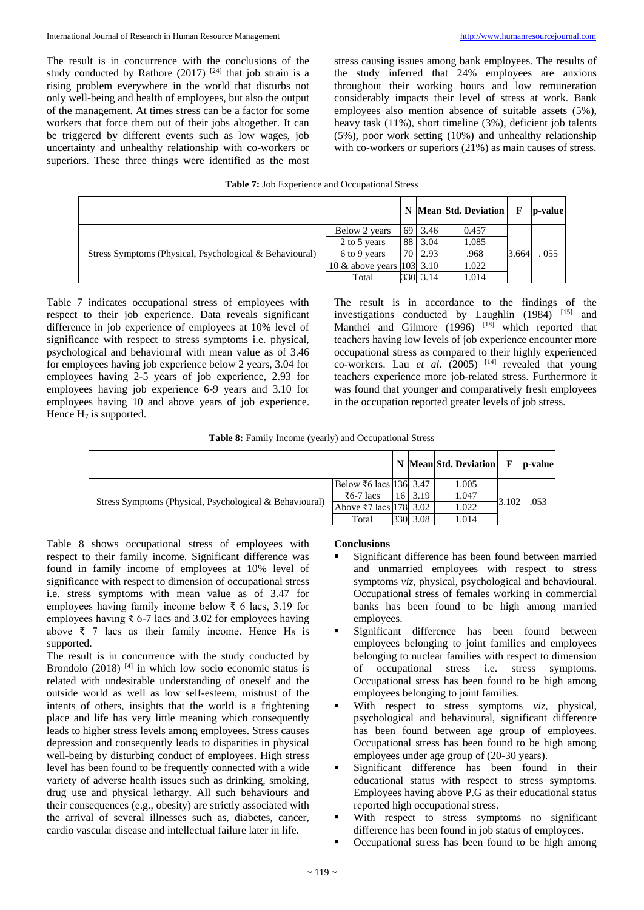The result is in concurrence with the conclusions of the study conducted by Rathore (2017) [24] that job strain is a rising problem everywhere in the world that disturbs not only well-being and health of employees, but also the output of the management. At times stress can be a factor for some workers that force them out of their jobs altogether. It can be triggered by different events such as low wages, job uncertainty and unhealthy relationship with co-workers or superiors. These three things were identified as the most stress causing issues among bank employees. The results of the study inferred that 24% employees are anxious throughout their working hours and low remuneration considerably impacts their level of stress at work. Bank employees also mention absence of suitable assets (5%), heavy task (11%), short timeline (3%), deficient job talents (5%), poor work setting (10%) and unhealthy relationship with co-workers or superiors (21%) as main causes of stress.

**Table 7:** Job Experience and Occupational Stress

| | | N | Mean | Std. Deviation | F | p-value |
|---|---|---|---|---|---|---|
| Stress Symptoms (Physical, Psychological & Behavioural) | Below 2 years | 69 | 3.46 | 0.457 | 3.664 | . 055 |
| | 2 to 5 years | 88 | 3.04 | 1.085 | | |
| | 6 to 9 years | 70 | 2.93 | .968 | | |
| | 10 & above years | 103 | 3.10 | 1.022 | | |
| | Total | 330 | 3.14 | 1.014 | | |

Table 7 indicates occupational stress of employees with respect to their job experience. Data reveals significant difference in job experience of employees at 10% level of significance with respect to stress symptoms i.e. physical, psychological and behavioural with mean value as of 3.46 for employees having job experience below 2 years, 3.04 for employees having 2-5 years of job experience, 2.93 for employees having job experience 6-9 years and 3.10 for employees having 10 and above years of job experience. Hence $H_7$ is supported.

The result is in accordance to the findings of the investigations conducted by Laughlin (1984) [15] and Manthei and Gilmore (1996) [18] which reported that teachers having low levels of job experience encounter more occupational stress as compared to their highly experienced co-workers. Lau *et al*. (2005) [14] revealed that young teachers experience more job-related stress. Furthermore it was found that younger and comparatively fresh employees in the occupation reported greater levels of job stress.

**Table 8:** Family Income (yearly) and Occupational Stress

| | | N | Mean | Std. Deviation | F | p-value |
|---|---|---|---|---|---|---|
| Stress Symptoms (Physical, Psychological & Behavioural) | Below ₹6 lacs | 136 | 3.47 | 1.005 | 3.102 | .053 |
| | ₹6-7 lacs | 16 | 3.19 | 1.047 | | |
| | Above ₹7 lacs | 178 | 3.02 | 1.022 | | |
| | Total | 330 | 3.08 | 1.014 | | |

Table 8 shows occupational stress of employees with respect to their family income. Significant difference was found in family income of employees at 10% level of significance with respect to dimension of occupational stress i.e. stress symptoms with mean value as of 3.47 for employees having family income below ₹ 6 lacs, 3.19 for employees having ₹ 6-7 lacs and 3.02 for employees having above ₹ 7 lacs as their family income. Hence $H_8$ is supported.

The result is in concurrence with the study conducted by Brondolo (2018) [4] in which low socio economic status is related with undesirable understanding of oneself and the outside world as well as low self-esteem, mistrust of the intents of others, insights that the world is a frightening place and life has very little meaning which consequently leads to higher stress levels among employees. Stress causes depression and consequently leads to disparities in physical well-being by disturbing conduct of employees. High stress level has been found to be frequently connected with a wide variety of adverse health issues such as drinking, smoking, drug use and physical lethargy. All such behaviours and their consequences (e.g., obesity) are strictly associated with the arrival of several illnesses such as, diabetes, cancer, cardio vascular disease and intellectual failure later in life.

**Conclusions**

- Significant difference has been found between married and unmarried employees with respect to stress symptoms *viz*, physical, psychological and behavioural. Occupational stress of females working in commercial banks has been found to be high among married employees.
- Significant difference has been found between employees belonging to joint families and employees belonging to nuclear families with respect to dimension of occupational stress i.e. stress symptoms. Occupational stress has been found to be high among employees belonging to joint families.
- With respect to stress symptoms *viz*, physical, psychological and behavioural, significant difference has been found between age group of employees. Occupational stress has been found to be high among employees under age group of (20-30 years).
- Significant difference has been found in their educational status with respect to stress symptoms. Employees having above P.G as their educational status reported high occupational stress.
- With respect to stress symptoms no significant difference has been found in job status of employees.
- Occupational stress has been found to be high among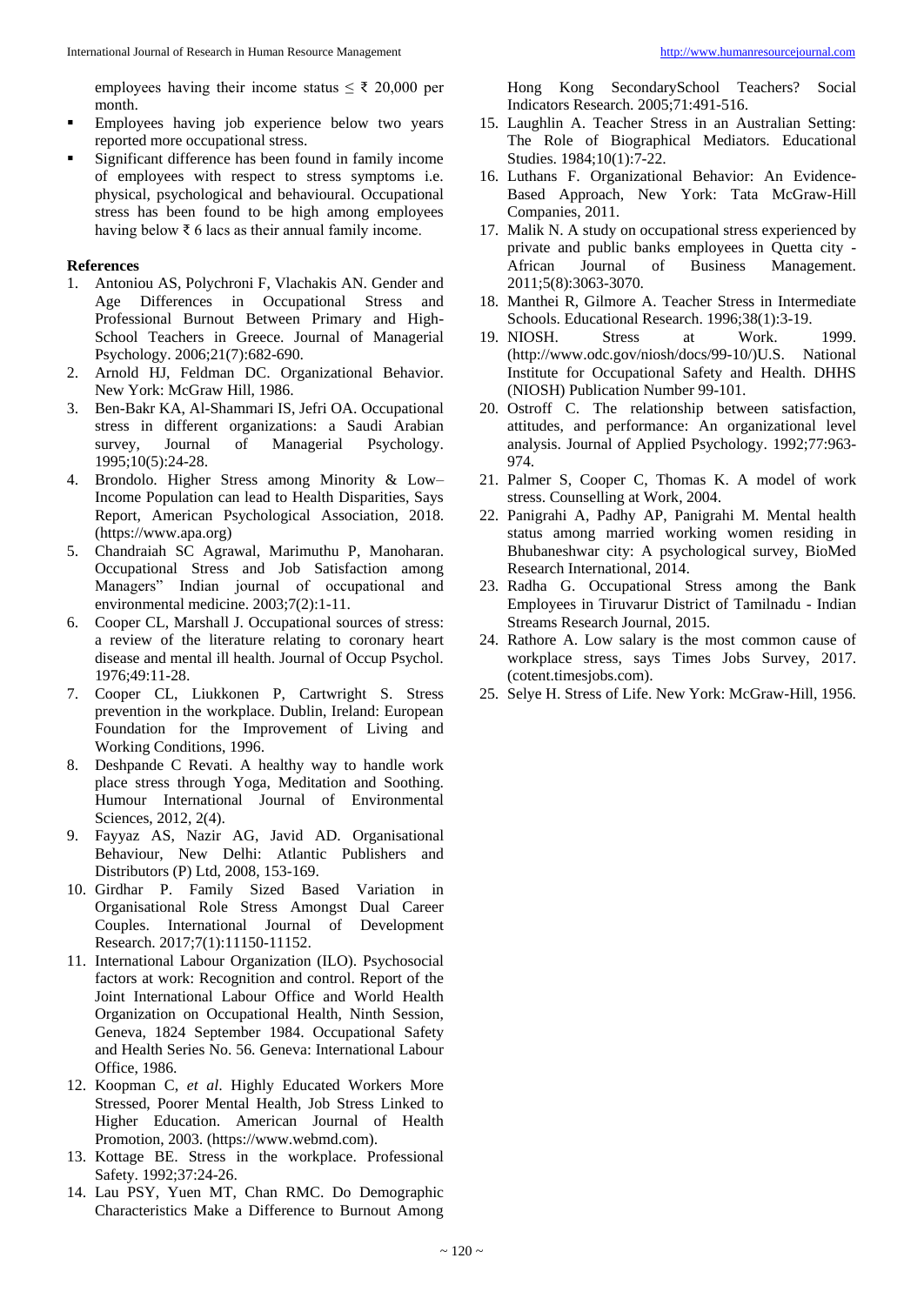employees having their income status ≤ ₹ 20,000 per month.

- Employees having job experience below two years reported more occupational stress.
- Significant difference has been found in family income of employees with respect to stress symptoms i.e. physical, psychological and behavioural. Occupational stress has been found to be high among employees having below ₹ 6 lacs as their annual family income.

**References**

1. Antoniou AS, Polychroni F, Vlachakis AN. Gender and Age Differences in Occupational Stress and Professional Burnout Between Primary and High-School Teachers in Greece. Journal of Managerial Psychology. 2006;21(7):682-690.
2. Arnold HJ, Feldman DC. Organizational Behavior. New York: McGraw Hill, 1986.
3. Ben-Bakr KA, Al-Shammari IS, Jefri OA. Occupational stress in different organizations: a Saudi Arabian survey, Journal of Managerial Psychology. 1995;10(5):24-28.
4. Brondolo. Higher Stress among Minority & Low–Income Population can lead to Health Disparities, Says Report, American Psychological Association, 2018. (https://www.apa.org)
5. Chandraiah SC Agrawal, Marimuthu P, Manoharan. Occupational Stress and Job Satisfaction among Managers" Indian journal of occupational and environmental medicine. 2003;7(2):1-11.
6. Cooper CL, Marshall J. Occupational sources of stress: a review of the literature relating to coronary heart disease and mental ill health. Journal of Occup Psychol. 1976;49:11-28.
7. Cooper CL, Liukkonen P, Cartwright S. Stress prevention in the workplace. Dublin, Ireland: European Foundation for the Improvement of Living and Working Conditions, 1996.
8. Deshpande C Revati. A healthy way to handle work place stress through Yoga, Meditation and Soothing. Humour International Journal of Environmental Sciences, 2012, 2(4).
9. Fayyaz AS, Nazir AG, Javid AD. Organisational Behaviour, New Delhi: Atlantic Publishers and Distributors (P) Ltd, 2008, 153-169.
10. Girdhar P. Family Sized Based Variation in Organisational Role Stress Amongst Dual Career Couples. International Journal of Development Research. 2017;7(1):11150-11152.
11. International Labour Organization (ILO). Psychosocial factors at work: Recognition and control. Report of the Joint International Labour Office and World Health Organization on Occupational Health, Ninth Session, Geneva, 1824 September 1984. Occupational Safety and Health Series No. 56. Geneva: International Labour Office, 1986.
12. Koopman C, *et al*. Highly Educated Workers More Stressed, Poorer Mental Health, Job Stress Linked to Higher Education. American Journal of Health Promotion, 2003. (https://www.webmd.com).
13. Kottage BE. Stress in the workplace. Professional Safety. 1992;37:24-26.
14. Lau PSY, Yuen MT, Chan RMC. Do Demographic Characteristics Make a Difference to Burnout Among Hong Kong SecondarySchool Teachers? Social Indicators Research. 2005;71:491-516.
15. Laughlin A. Teacher Stress in an Australian Setting: The Role of Biographical Mediators. Educational Studies. 1984;10(1):7-22.
16. Luthans F. Organizational Behavior: An Evidence-Based Approach, New York: Tata McGraw-Hill Companies, 2011.
17. Malik N. A study on occupational stress experienced by private and public banks employees in Quetta city - African Journal of Business Management. 2011;5(8):3063-3070.
18. Manthei R, Gilmore A. Teacher Stress in Intermediate Schools. Educational Research. 1996;38(1):3-19.
19. NIOSH. Stress at Work. 1999. (http://www.odc.gov/niosh/docs/99-10/)U.S. National Institute for Occupational Safety and Health. DHHS (NIOSH) Publication Number 99-101.
20. Ostroff C. The relationship between satisfaction, attitudes, and performance: An organizational level analysis. Journal of Applied Psychology. 1992;77:963-974.
21. Palmer S, Cooper C, Thomas K. A model of work stress. Counselling at Work, 2004.
22. Panigrahi A, Padhy AP, Panigrahi M. Mental health status among married working women residing in Bhubaneshwar city: A psychological survey, BioMed Research International, 2014.
23. Radha G. Occupational Stress among the Bank Employees in Tiruvarur District of Tamilnadu - Indian Streams Research Journal, 2015.
24. Rathore A. Low salary is the most common cause of workplace stress, says Times Jobs Survey, 2017. (cotent.timesjobs.com).
25. Selye H. Stress of Life. New York: McGraw-Hill, 1956.